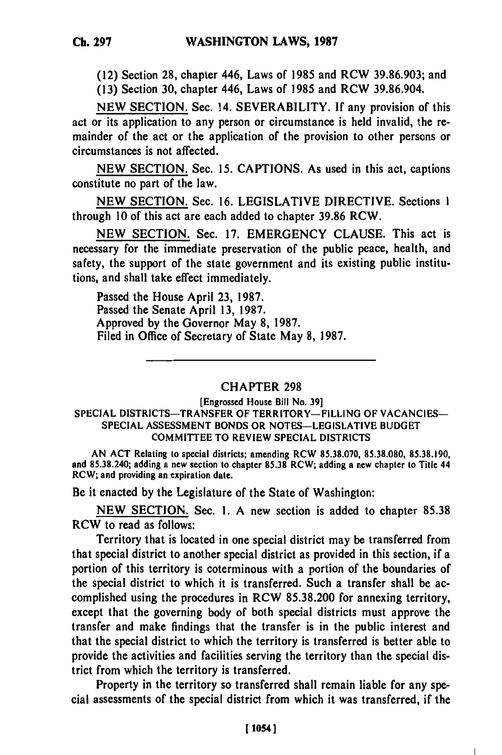(12) Section 28, chapter 446, Laws of 1985 and RCW 39.86.903; and

(13) Section 30, chapter 446, Laws of 1985 and RCW 39.86.904.

NEW SECTION. Sec. 14. SEVERABILITY. If any provision of this act or its application to any person or circumstance is held invalid, the remainder of the act or the application of the provision to other persons or circumstances is not affected.

NEW SECTION. Sec. 15. CAPTIONS. As used in this act, captions constitute no part of the law.

NEW SECTION. Sec. 16. LEGISLATIVE DIRECTIVE. Sections 1 through 10 of this act are each added to chapter 39.86 RCW.

NEW SECTION. Sec. 17. EMERGENCY CLAUSE. This act is necessary for the immediate preservation of the public peace, health, and safety, the support of the state government and its existing public institutions, and shall take effect immediately.

Passed the House April 23, 1987.
Passed the Senate April 13, 1987.
Approved by the Governor May 8, 1987.
Filed in Office of Secretary of State May 8, 1987.

---

## CHAPTER 298

[Engrossed House Bill No. 39]

### SPECIAL DISTRICTS—TRANSFER OF TERRITORY—FILLING OF VACANCIES—SPECIAL ASSESSMENT BONDS OR NOTES—LEGISLATIVE BUDGET COMMITTEE TO REVIEW SPECIAL DISTRICTS

AN ACT Relating to special districts; amending RCW 85.38.070, 85.38.080, 85.38.190, and 85.38.240; adding a new section to chapter 85.38 RCW; adding a new chapter to Title 44 RCW; and providing an expiration date.

Be it enacted by the Legislature of the State of Washington:

NEW SECTION. Sec. 1. A new section is added to chapter 85.38 RCW to read as follows:

Territory that is located in one special district may be transferred from that special district to another special district as provided in this section, if a portion of this territory is coterminous with a portion of the boundaries of the special district to which it is transferred. Such a transfer shall be accomplished using the procedures in RCW 85.38.200 for annexing territory, except that the governing body of both special districts must approve the transfer and make findings that the transfer is in the public interest and that the special district to which the territory is transferred is better able to provide the activities and facilities serving the territory than the special district from which the territory is transferred.

Property in the territory so transferred shall remain liable for any special assessments of the special district from which it was transferred, if the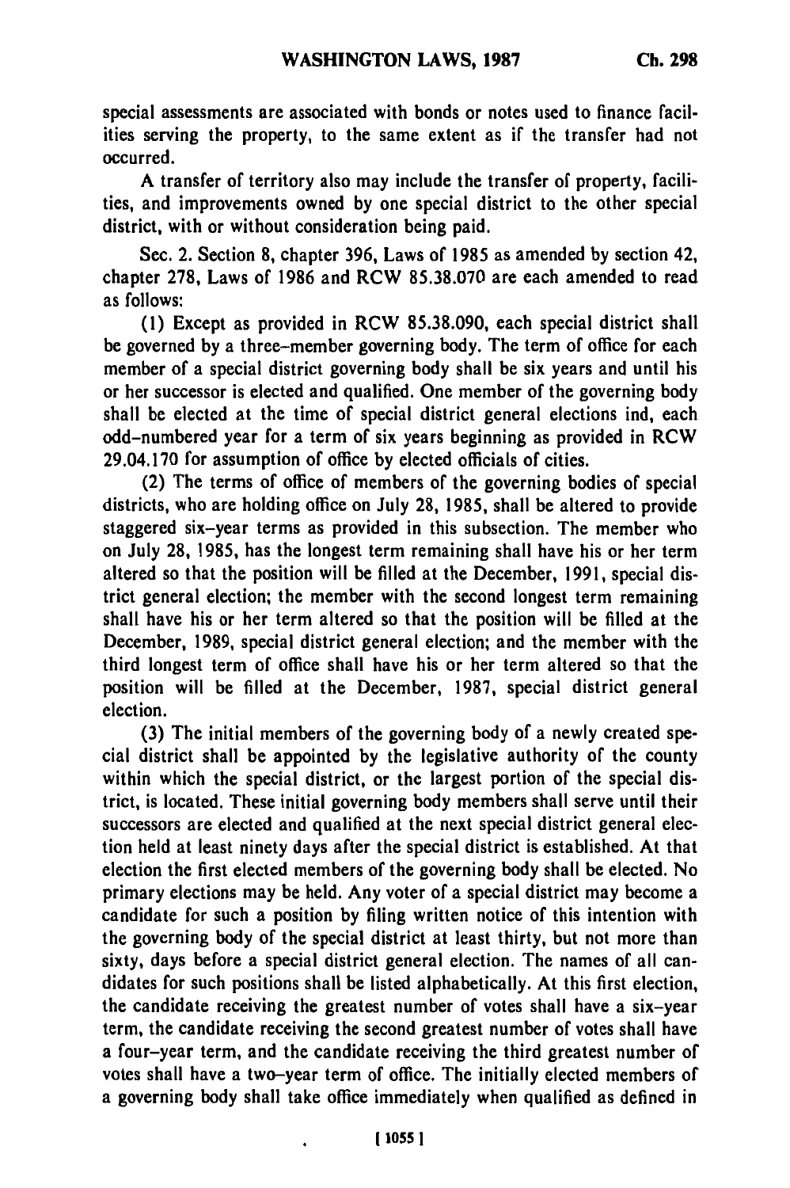special assessments are associated with bonds or notes used to finance facilities serving the property, to the same extent as if the transfer had not occurred.

A transfer of territory also may include the transfer of property, facilities, and improvements owned by one special district to the other special district, with or without consideration being paid.

Sec. 2. Section 8, chapter 396, Laws of 1985 as amended by section 42, chapter 278, Laws of 1986 and RCW 85.38.070 are each amended to read as follows:

(1) Except as provided in RCW 85.38.090, each special district shall be governed by a three-member governing body. The term of office for each member of a special district governing body shall be six years and until his or her successor is elected and qualified. One member of the governing body shall be elected at the time of special district general elections ind, each odd-numbered year for a term of six years beginning as provided in RCW 29.04.170 for assumption of office by elected officials of cities.

(2) The terms of office of members of the governing bodies of special districts, who are holding office on July 28, 1985, shall be altered to provide staggered six-year terms as provided in this subsection. The member who on July 28, 1985, has the longest term remaining shall have his or her term altered so that the position will be filled at the December, 1991, special district general election; the member with the second longest term remaining shall have his or her term altered so that the position will be filled at the December, 1989, special district general election; and the member with the third longest term of office shall have his or her term altered so that the position will be filled at the December, 1987, special district general election.

(3) The initial members of the governing body of a newly created special district shall be appointed by the legislative authority of the county within which the special district, or the largest portion of the special district, is located. These initial governing body members shall serve until their successors are elected and qualified at the next special district general election held at least ninety days after the special district is established. At that election the first elected members of the governing body shall be elected. No primary elections may be held. Any voter of a special district may become a candidate for such a position by filing written notice of this intention with the governing body of the special district at least thirty, but not more than sixty, days before a special district general election. The names of all candidates for such positions shall be listed alphabetically. At this first election, the candidate receiving the greatest number of votes shall have a six-year term, the candidate receiving the second greatest number of votes shall have a four-year term, and the candidate receiving the third greatest number of votes shall have a two-year term of office. The initially elected members of a governing body shall take office immediately when qualified as defined in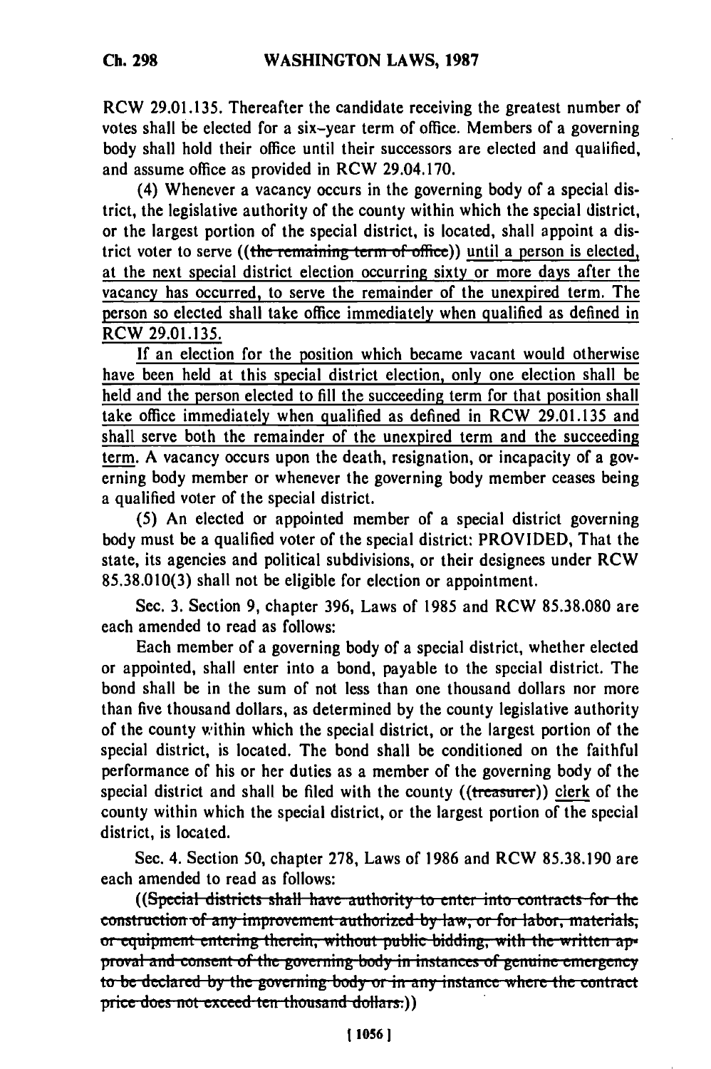RCW 29.01.135. Thereafter the candidate receiving the greatest number of votes shall be elected for a six-year term of office. Members of a governing body shall hold their office until their successors are elected and qualified, and assume office as provided in RCW 29.04.170.

(4) Whenever a vacancy occurs in the governing body of a special district, the legislative authority of the county within which the special district, or the largest portion of the special district, is located, shall appoint a district voter to serve ((~~the remaining term of office~~)) until a person is elected, at the next special district election occurring sixty or more days after the vacancy has occurred, to serve the remainder of the unexpired term. The person so elected shall take office immediately when qualified as defined in RCW 29.01.135.

If an election for the position which became vacant would otherwise have been held at this special district election, only one election shall be held and the person elected to fill the succeeding term for that position shall take office immediately when qualified as defined in RCW 29.01.135 and shall serve both the remainder of the unexpired term and the succeeding term. A vacancy occurs upon the death, resignation, or incapacity of a governing body member or whenever the governing body member ceases being a qualified voter of the special district.

(5) An elected or appointed member of a special district governing body must be a qualified voter of the special district: PROVIDED, That the state, its agencies and political subdivisions, or their designees under RCW 85.38.010(3) shall not be eligible for election or appointment.

Sec. 3. Section 9, chapter 396, Laws of 1985 and RCW 85.38.080 are each amended to read as follows:

Each member of a governing body of a special district, whether elected or appointed, shall enter into a bond, payable to the special district. The bond shall be in the sum of not less than one thousand dollars nor more than five thousand dollars, as determined by the county legislative authority of the county within which the special district, or the largest portion of the special district, is located. The bond shall be conditioned on the faithful performance of his or her duties as a member of the governing body of the special district and shall be filed with the county ((~~treasurer~~)) clerk of the county within which the special district, or the largest portion of the special district, is located.

Sec. 4. Section 50, chapter 278, Laws of 1986 and RCW 85.38.190 are each amended to read as follows:

((~~Special districts shall have authority to enter into contracts for the construction of any improvement authorized by law, or for labor, materials, or equipment entering therein, without public bidding, with the written approval and consent of the governing body in instances of genuine emergency to be declared by the governing body or in any instance where the contract price does not exceed ten thousand dollars.~~))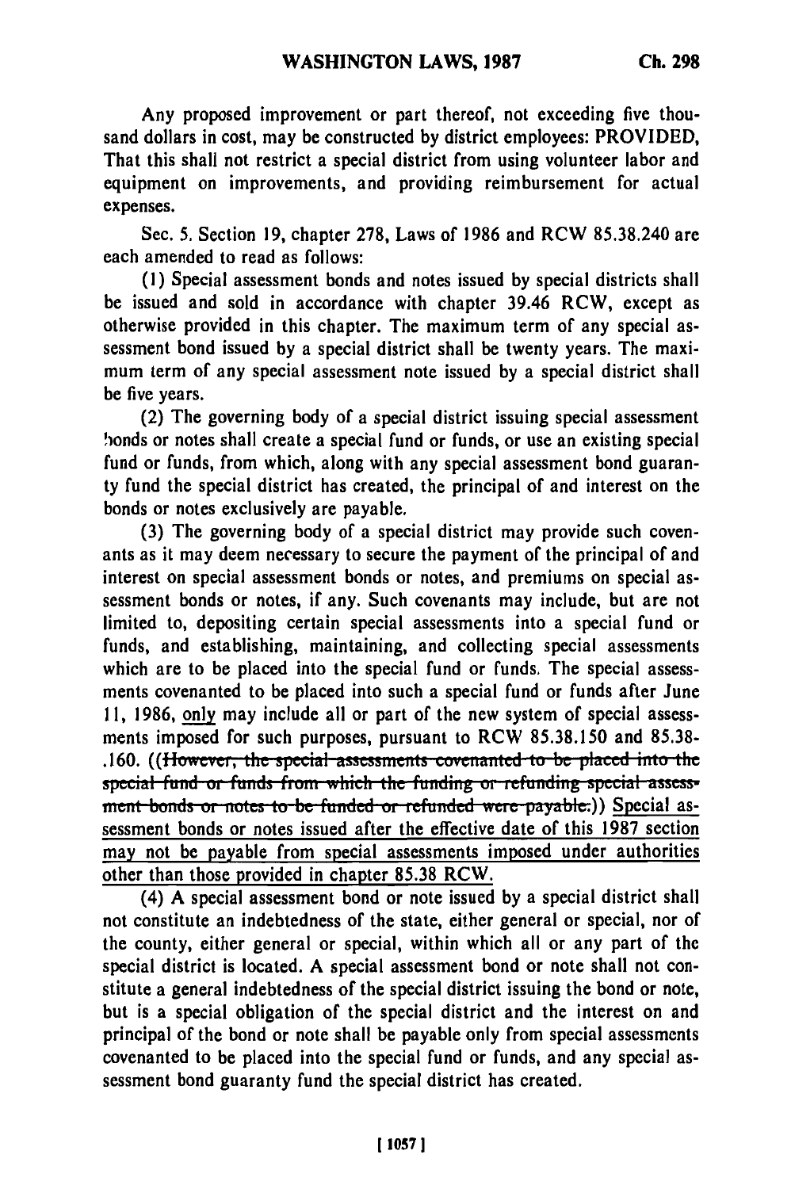Any proposed improvement or part thereof, not exceeding five thousand dollars in cost, may be constructed by district employees: PROVIDED, That this shall not restrict a special district from using volunteer labor and equipment on improvements, and providing reimbursement for actual expenses.

Sec. 5. Section 19, chapter 278, Laws of 1986 and RCW 85.38.240 are each amended to read as follows:

(1) Special assessment bonds and notes issued by special districts shall be issued and sold in accordance with chapter 39.46 RCW, except as otherwise provided in this chapter. The maximum term of any special assessment bond issued by a special district shall be twenty years. The maximum term of any special assessment note issued by a special district shall be five years.

(2) The governing body of a special district issuing special assessment bonds or notes shall create a special fund or funds, or use an existing special fund or funds, from which, along with any special assessment bond guaranty fund the special district has created, the principal of and interest on the bonds or notes exclusively are payable.

(3) The governing body of a special district may provide such covenants as it may deem necessary to secure the payment of the principal of and interest on special assessment bonds or notes, and premiums on special assessment bonds or notes, if any. Such covenants may include, but are not limited to, depositing certain special assessments into a special fund or funds, and establishing, maintaining, and collecting special assessments which are to be placed into the special fund or funds. The special assessments covenanted to be placed into such a special fund or funds after June 11, 1986, only may include all or part of the new system of special assessments imposed for such purposes, pursuant to RCW 85.38.150 and 85.38.160. ((~~However, the special assessments covenanted to be placed into the special fund or funds from which the funding or refunding special assessment bonds or notes to be funded or refunded were payable.~~)) Special assessment bonds or notes issued after the effective date of this 1987 section may not be payable from special assessments imposed under authorities other than those provided in chapter 85.38 RCW.

(4) A special assessment bond or note issued by a special district shall not constitute an indebtedness of the state, either general or special, nor of the county, either general or special, within which all or any part of the special district is located. A special assessment bond or note shall not constitute a general indebtedness of the special district issuing the bond or note, but is a special obligation of the special district and the interest on and principal of the bond or note shall be payable only from special assessments covenanted to be placed into the special fund or funds, and any special assessment bond guaranty fund the special district has created.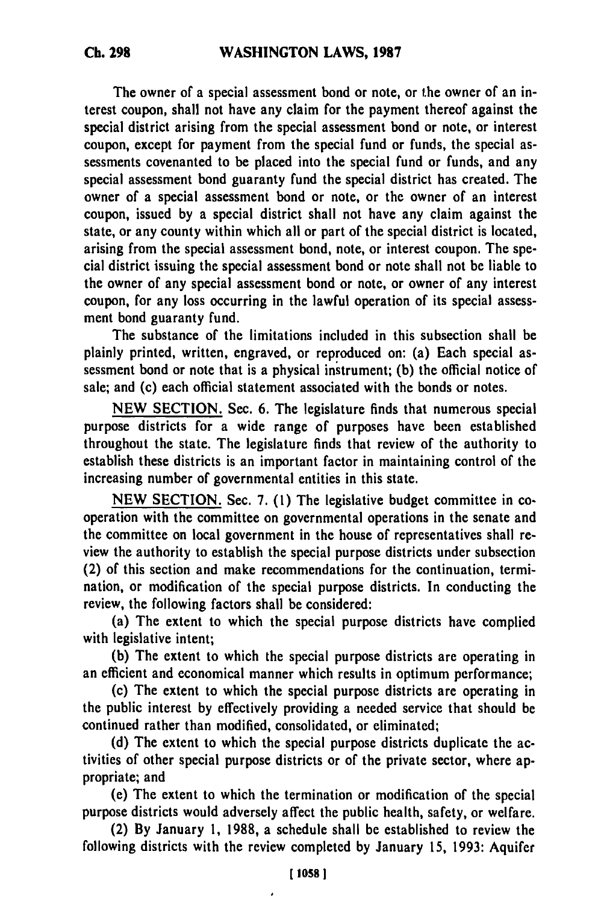The owner of a special assessment bond or note, or the owner of an interest coupon, shall not have any claim for the payment thereof against the special district arising from the special assessment bond or note, or interest coupon, except for payment from the special fund or funds, the special assessments covenanted to be placed into the special fund or funds, and any special assessment bond guaranty fund the special district has created. The owner of a special assessment bond or note, or the owner of an interest coupon, issued by a special district shall not have any claim against the state, or any county within which all or part of the special district is located, arising from the special assessment bond, note, or interest coupon. The special district issuing the special assessment bond or note shall not be liable to the owner of any special assessment bond or note, or owner of any interest coupon, for any loss occurring in the lawful operation of its special assessment bond guaranty fund.

The substance of the limitations included in this subsection shall be plainly printed, written, engraved, or reproduced on: (a) Each special assessment bond or note that is a physical instrument; (b) the official notice of sale; and (c) each official statement associated with the bonds or notes.

NEW SECTION. Sec. 6. The legislature finds that numerous special purpose districts for a wide range of purposes have been established throughout the state. The legislature finds that review of the authority to establish these districts is an important factor in maintaining control of the increasing number of governmental entities in this state.

NEW SECTION. Sec. 7. (1) The legislative budget committee in cooperation with the committee on governmental operations in the senate and the committee on local government in the house of representatives shall review the authority to establish the special purpose districts under subsection (2) of this section and make recommendations for the continuation, termination, or modification of the special purpose districts. In conducting the review, the following factors shall be considered:

(a) The extent to which the special purpose districts have complied with legislative intent;

(b) The extent to which the special purpose districts are operating in an efficient and economical manner which results in optimum performance;

(c) The extent to which the special purpose districts are operating in the public interest by effectively providing a needed service that should be continued rather than modified, consolidated, or eliminated;

(d) The extent to which the special purpose districts duplicate the activities of other special purpose districts or of the private sector, where appropriate; and

(e) The extent to which the termination or modification of the special purpose districts would adversely affect the public health, safety, or welfare.

(2) By January 1, 1988, a schedule shall be established to review the following districts with the review completed by January 15, 1993: Aquifer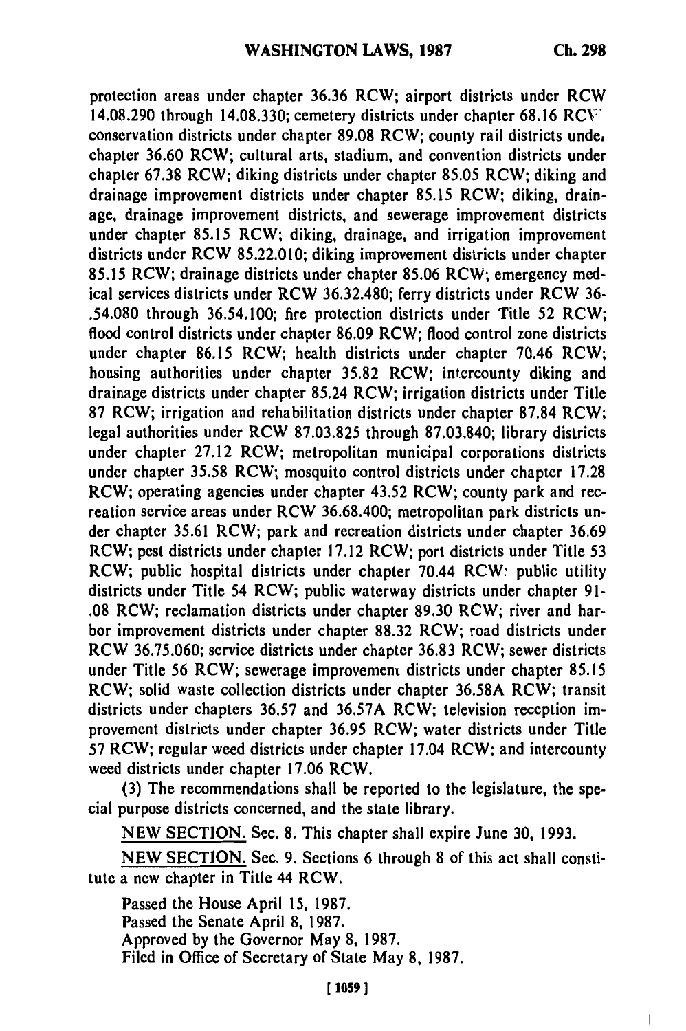protection areas under chapter 36.36 RCW; airport districts under RCW 14.08.290 through 14.08.330; cemetery districts under chapter 68.16 RCW; conservation districts under chapter 89.08 RCW; county rail districts under chapter 36.60 RCW; cultural arts, stadium, and convention districts under chapter 67.38 RCW; diking districts under chapter 85.05 RCW; diking and drainage improvement districts under chapter 85.15 RCW; diking, drainage, drainage improvement districts, and sewerage improvement districts under chapter 85.15 RCW; diking, drainage, and irrigation improvement districts under RCW 85.22.010; diking improvement districts under chapter 85.15 RCW; drainage districts under chapter 85.06 RCW; emergency medical services districts under RCW 36.32.480; ferry districts under RCW 36-.54.080 through 36.54.100; fire protection districts under Title 52 RCW; flood control districts under chapter 86.09 RCW; flood control zone districts under chapter 86.15 RCW; health districts under chapter 70.46 RCW; housing authorities under chapter 35.82 RCW; intercounty diking and drainage districts under chapter 85.24 RCW; irrigation districts under Title 87 RCW; irrigation and rehabilitation districts under chapter 87.84 RCW; legal authorities under RCW 87.03.825 through 87.03.840; library districts under chapter 27.12 RCW; metropolitan municipal corporations districts under chapter 35.58 RCW; mosquito control districts under chapter 17.28 RCW; operating agencies under chapter 43.52 RCW; county park and recreation service areas under RCW 36.68.400; metropolitan park districts under chapter 35.61 RCW; park and recreation districts under chapter 36.69 RCW; pest districts under chapter 17.12 RCW; port districts under Title 53 RCW; public hospital districts under chapter 70.44 RCW; public utility districts under Title 54 RCW; public waterway districts under chapter 91-.08 RCW; reclamation districts under chapter 89.30 RCW; river and harbor improvement districts under chapter 88.32 RCW; road districts under RCW 36.75.060; service districts under chapter 36.83 RCW; sewer districts under Title 56 RCW; sewerage improvement districts under chapter 85.15 RCW; solid waste collection districts under chapter 36.58A RCW; transit districts under chapters 36.57 and 36.57A RCW; television reception improvement districts under chapter 36.95 RCW; water districts under Title 57 RCW; regular weed districts under chapter 17.04 RCW; and intercounty weed districts under chapter 17.06 RCW.

(3) The recommendations shall be reported to the legislature, the special purpose districts concerned, and the state library.

NEW SECTION. Sec. 8. This chapter shall expire June 30, 1993.

NEW SECTION. Sec. 9. Sections 6 through 8 of this act shall constitute a new chapter in Title 44 RCW.

Passed the House April 15, 1987.
Passed the Senate April 8, 1987.
Approved by the Governor May 8, 1987.
Filed in Office of Secretary of State May 8, 1987.